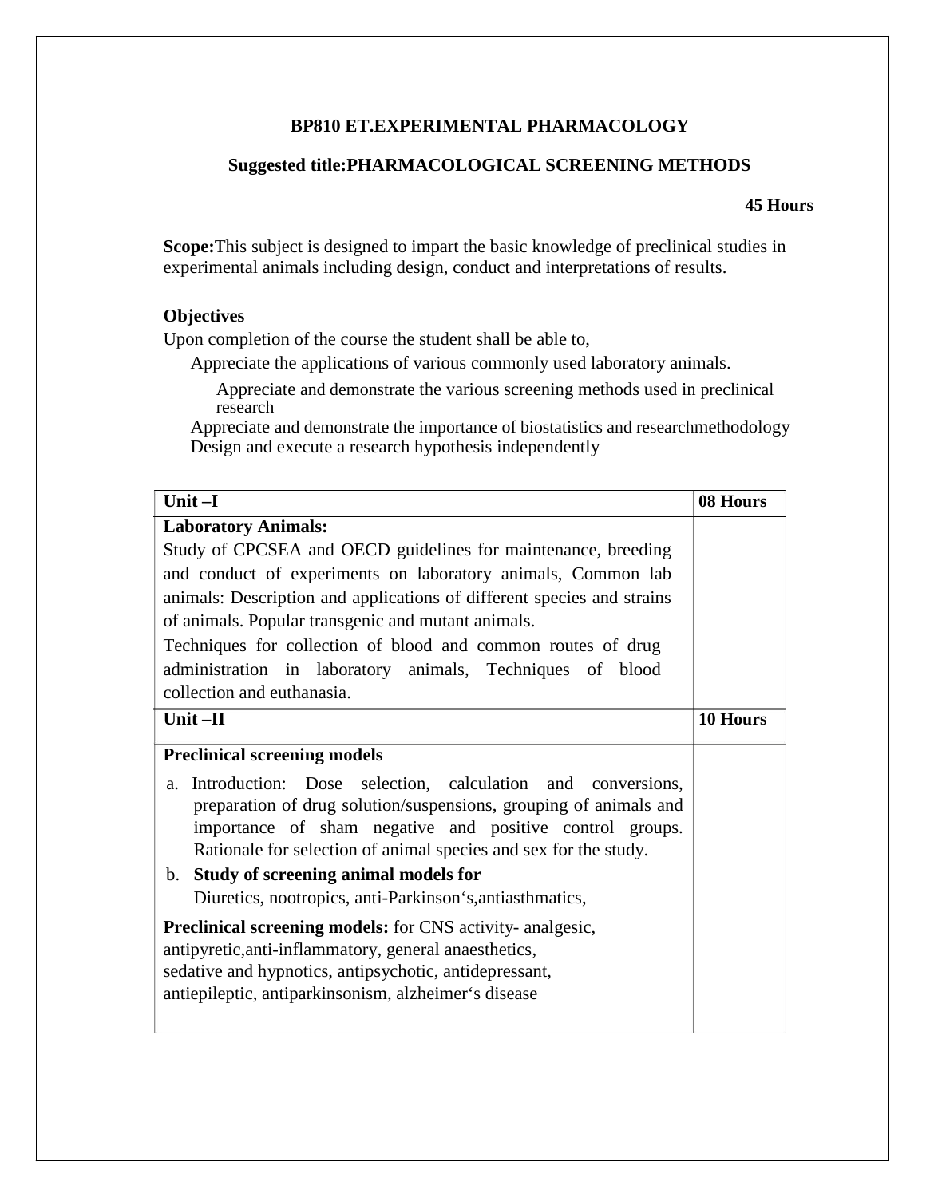## BP810 ET.EXPERIMENTAL PHARMACOLOGY

### Suggested title:PHARMACOLOGICAL SCREENING METHODS

**45 Hours**

**Scope:**This subject is designed to impart the basic knowledge of preclinical studies in experimental animals including design, conduct and interpretations of results.

**Objectives**

Upon completion of the course the student shall be able to,

- Appreciate the applications of various commonly used laboratory animals.
- Appreciate and demonstrate the various screening methods used in preclinical research
- Appreciate and demonstrate the importance of biostatistics and researchmethodology
- Design and execute a research hypothesis independently

| Unit –I | 08 Hours |
|---|---|
| **Laboratory Animals:**<br>Study of CPCSEA and OECD guidelines for maintenance, breeding and conduct of experiments on laboratory animals, Common lab animals: Description and applications of different species and strains of animals. Popular transgenic and mutant animals.<br>Techniques for collection of blood and common routes of drug administration in laboratory animals, Techniques of blood collection and euthanasia. | |
| **Unit –II** | **10 Hours** |
| **Preclinical screening models**<br>a. Introduction: Dose selection, calculation and conversions, preparation of drug solution/suspensions, grouping of animals and importance of sham negative and positive control groups. Rationale for selection of animal species and sex for the study.<br>b. **Study of screening animal models for**<br>Diuretics, nootropics, anti-Parkinson's,antiasthmatics,<br>**Preclinical screening models:** for CNS activity- analgesic, antipyretic,anti-inflammatory, general anaesthetics, sedative and hypnotics, antipsychotic, antidepressant, antiepileptic, antiparkinsonism, alzheimer's disease | |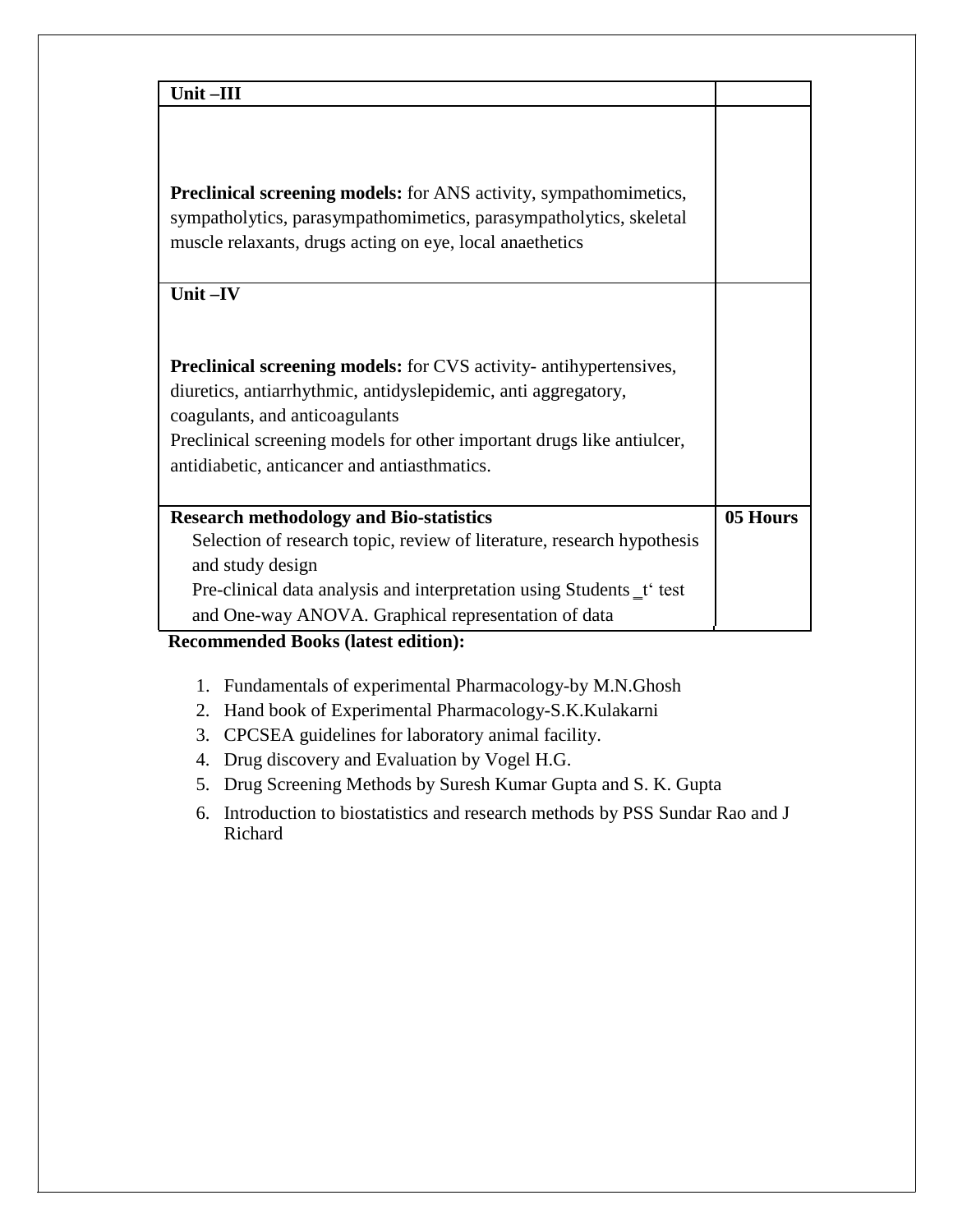| Unit –III | |
|---|---|
| **Preclinical screening models:** for ANS activity, sympathomimetics, sympatholytics, parasympathomimetics, parasympatholytics, skeletal muscle relaxants, drugs acting on eye, local anaethetics | |
| **Unit –IV** | |
| **Preclinical screening models:** for CVS activity- antihypertensives, diuretics, antiarrhythmic, antidyslepidemic, anti aggregatory, coagulants, and anticoagulants<br>Preclinical screening models for other important drugs like antiulcer, antidiabetic, anticancer and antiasthmatics. | |
| **Research methodology and Bio-statistics**<br>Selection of research topic, review of literature, research hypothesis and study design<br>Pre-clinical data analysis and interpretation using Students _t' test and One-way ANOVA. Graphical representation of data | **05 Hours** |

**Recommended Books (latest edition):**

1. Fundamentals of experimental Pharmacology-by M.N.Ghosh
2. Hand book of Experimental Pharmacology-S.K.Kulakarni
3. CPCSEA guidelines for laboratory animal facility.
4. Drug discovery and Evaluation by Vogel H.G.
5. Drug Screening Methods by Suresh Kumar Gupta and S. K. Gupta
6. Introduction to biostatistics and research methods by PSS Sundar Rao and J Richard